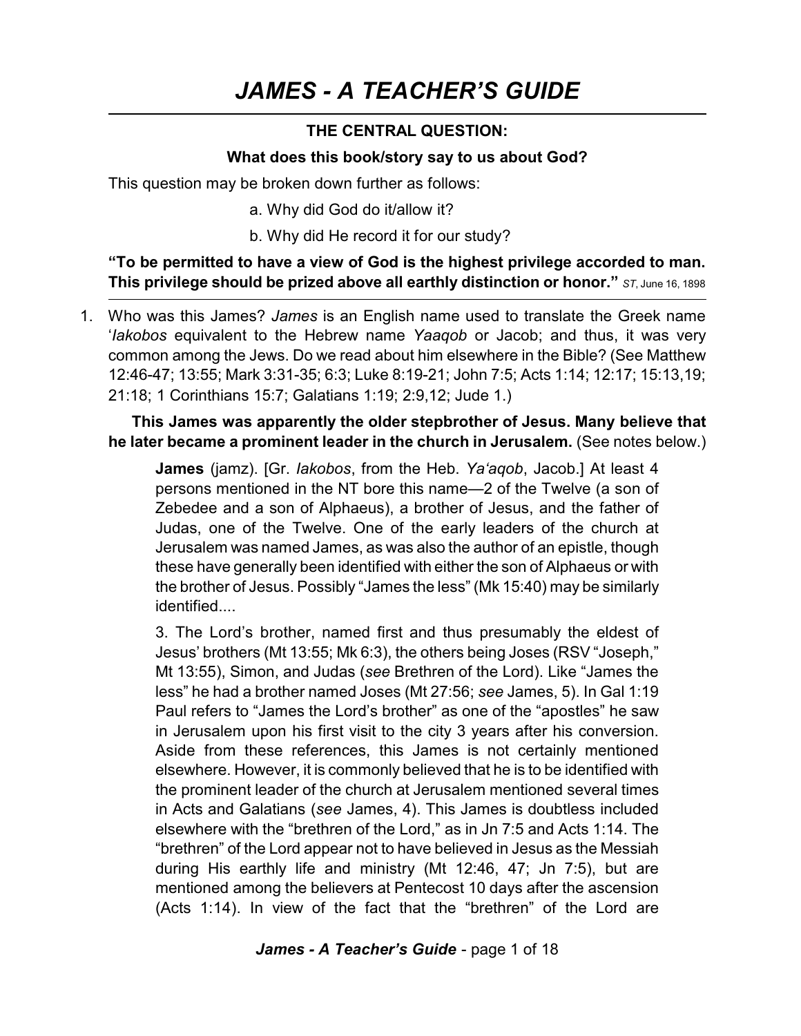# *JAMES - A TEACHER'S GUIDE*

**THE CENTRAL QUESTION:**

**What does this book/story say to us about God?**

This question may be broken down further as follows:

a. Why did God do it/allow it?

b. Why did He record it for our study?

**"To be permitted to have a view of God is the highest privilege accorded to man. This privilege should be prized above all earthly distinction or honor."** *ST*, June 16, 1898

---

1. Who was this James? *James* is an English name used to translate the Greek name '*Iakobos* equivalent to the Hebrew name *Yaaqob* or Jacob; and thus, it was very common among the Jews. Do we read about him elsewhere in the Bible? (See Matthew 12:46-47; 13:55; Mark 3:31-35; 6:3; Luke 8:19-21; John 7:5; Acts 1:14; 12:17; 15:13,19; 21:18; 1 Corinthians 15:7; Galatians 1:19; 2:9,12; Jude 1.)

   **This James was apparently the older stepbrother of Jesus. Many believe that he later became a prominent leader in the church in Jerusalem.** (See notes below.)

   > **James** (jamz). [Gr. *Iakobos*, from the Heb. *Ya'aqob*, Jacob.] At least 4 persons mentioned in the NT bore this name—2 of the Twelve (a son of Zebedee and a son of Alphaeus), a brother of Jesus, and the father of Judas, one of the Twelve. One of the early leaders of the church at Jerusalem was named James, as was also the author of an epistle, though these have generally been identified with either the son of Alphaeus or with the brother of Jesus. Possibly "James the less" (Mk 15:40) may be similarly identified....
   >
   > 3. The Lord's brother, named first and thus presumably the eldest of Jesus' brothers (Mt 13:55; Mk 6:3), the others being Joses (RSV "Joseph," Mt 13:55), Simon, and Judas (*see* Brethren of the Lord). Like "James the less" he had a brother named Joses (Mt 27:56; *see* James, 5). In Gal 1:19 Paul refers to "James the Lord's brother" as one of the "apostles" he saw in Jerusalem upon his first visit to the city 3 years after his conversion. Aside from these references, this James is not certainly mentioned elsewhere. However, it is commonly believed that he is to be identified with the prominent leader of the church at Jerusalem mentioned several times in Acts and Galatians (*see* James, 4). This James is doubtless included elsewhere with the "brethren of the Lord," as in Jn 7:5 and Acts 1:14. The "brethren" of the Lord appear not to have believed in Jesus as the Messiah during His earthly life and ministry (Mt 12:46, 47; Jn 7:5), but are mentioned among the believers at Pentecost 10 days after the ascension (Acts 1:14). In view of the fact that the "brethren" of the Lord are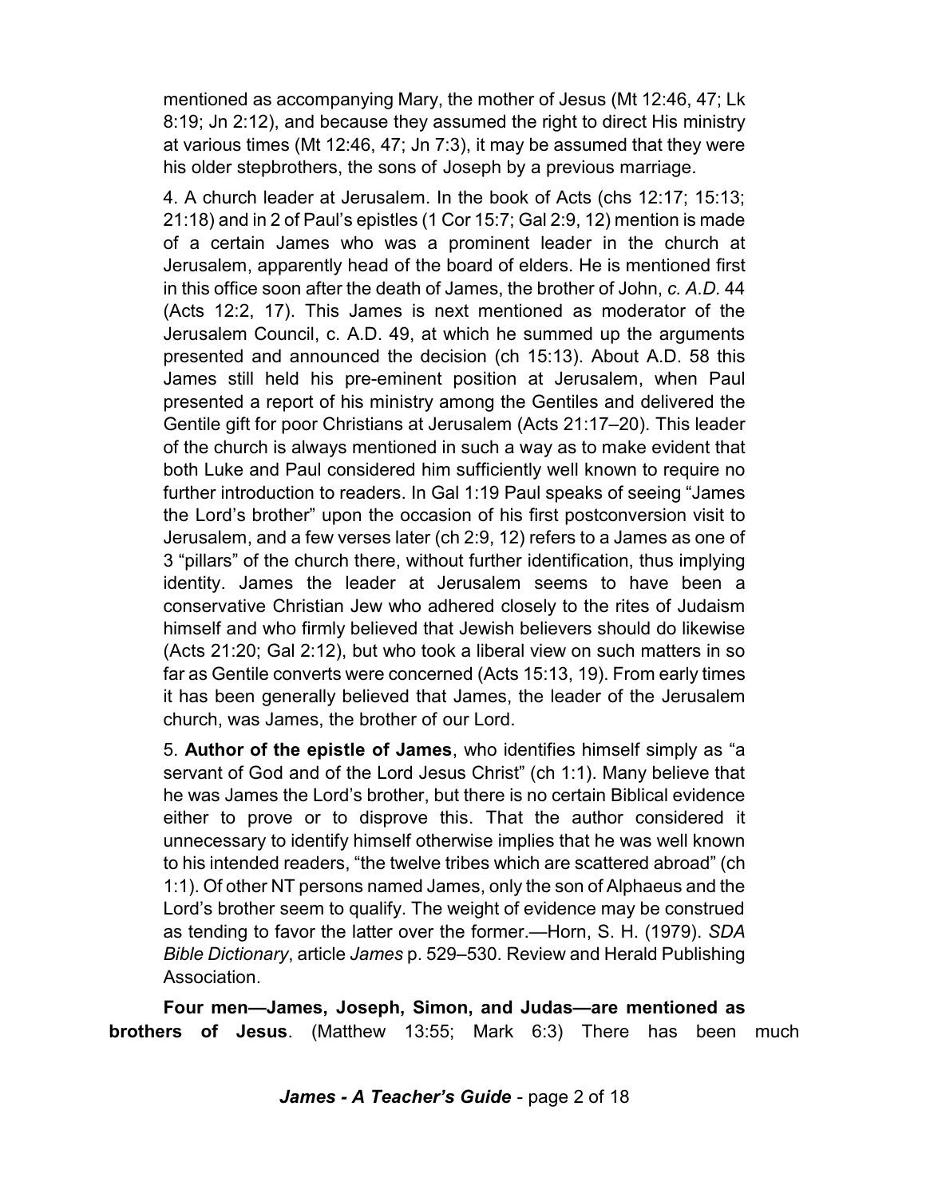mentioned as accompanying Mary, the mother of Jesus (Mt 12:46, 47; Lk 8:19; Jn 2:12), and because they assumed the right to direct His ministry at various times (Mt 12:46, 47; Jn 7:3), it may be assumed that they were his older stepbrothers, the sons of Joseph by a previous marriage.

4. A church leader at Jerusalem. In the book of Acts (chs 12:17; 15:13; 21:18) and in 2 of Paul's epistles (1 Cor 15:7; Gal 2:9, 12) mention is made of a certain James who was a prominent leader in the church at Jerusalem, apparently head of the board of elders. He is mentioned first in this office soon after the death of James, the brother of John, *c. A.D.* 44 (Acts 12:2, 17). This James is next mentioned as moderator of the Jerusalem Council, c. A.D. 49, at which he summed up the arguments presented and announced the decision (ch 15:13). About A.D. 58 this James still held his pre-eminent position at Jerusalem, when Paul presented a report of his ministry among the Gentiles and delivered the Gentile gift for poor Christians at Jerusalem (Acts 21:17–20). This leader of the church is always mentioned in such a way as to make evident that both Luke and Paul considered him sufficiently well known to require no further introduction to readers. In Gal 1:19 Paul speaks of seeing "James the Lord's brother" upon the occasion of his first postconversion visit to Jerusalem, and a few verses later (ch 2:9, 12) refers to a James as one of 3 "pillars" of the church there, without further identification, thus implying identity. James the leader at Jerusalem seems to have been a conservative Christian Jew who adhered closely to the rites of Judaism himself and who firmly believed that Jewish believers should do likewise (Acts 21:20; Gal 2:12), but who took a liberal view on such matters in so far as Gentile converts were concerned (Acts 15:13, 19). From early times it has been generally believed that James, the leader of the Jerusalem church, was James, the brother of our Lord.

5. **Author of the epistle of James**, who identifies himself simply as "a servant of God and of the Lord Jesus Christ" (ch 1:1). Many believe that he was James the Lord's brother, but there is no certain Biblical evidence either to prove or to disprove this. That the author considered it unnecessary to identify himself otherwise implies that he was well known to his intended readers, "the twelve tribes which are scattered abroad" (ch 1:1). Of other NT persons named James, only the son of Alphaeus and the Lord's brother seem to qualify. The weight of evidence may be construed as tending to favor the latter over the former.—Horn, S. H. (1979). *SDA Bible Dictionary*, article *James* p. 529–530. Review and Herald Publishing Association.

**Four men—James, Joseph, Simon, and Judas—are mentioned as brothers of Jesus**. (Matthew 13:55; Mark 6:3) There has been much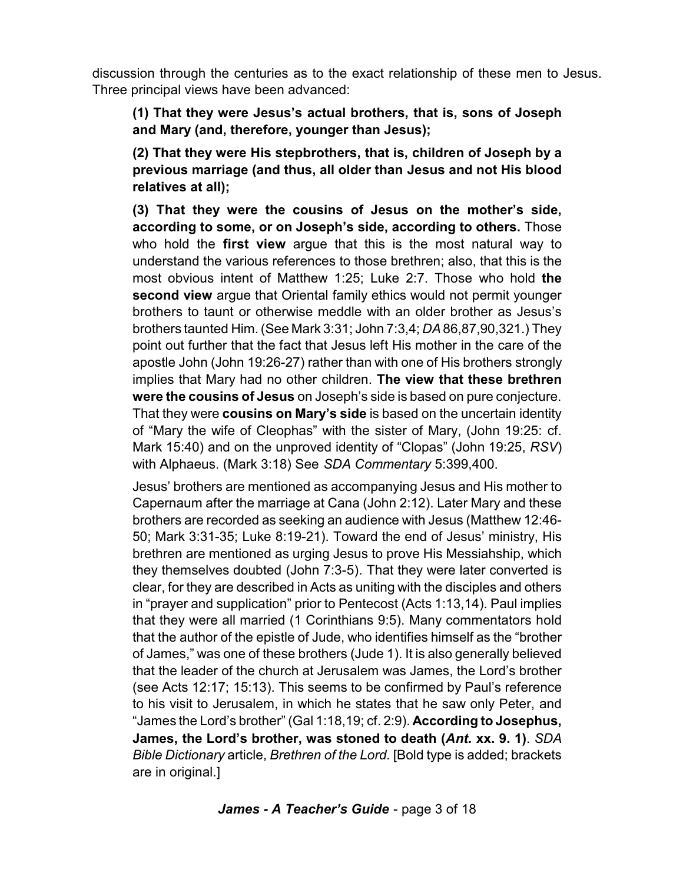discussion through the centuries as to the exact relationship of these men to Jesus. Three principal views have been advanced:

> **(1) That they were Jesus's actual brothers, that is, sons of Joseph and Mary (and, therefore, younger than Jesus);**
>
> **(2) That they were His stepbrothers, that is, children of Joseph by a previous marriage (and thus, all older than Jesus and not His blood relatives at all);**
>
> **(3) That they were the cousins of Jesus on the mother's side, according to some, or on Joseph's side, according to others.** Those who hold the **first view** argue that this is the most natural way to understand the various references to those brethren; also, that this is the most obvious intent of Matthew 1:25; Luke 2:7. Those who hold **the second view** argue that Oriental family ethics would not permit younger brothers to taunt or otherwise meddle with an older brother as Jesus's brothers taunted Him. (See Mark 3:31; John 7:3,4; *DA* 86,87,90,321.) They point out further that the fact that Jesus left His mother in the care of the apostle John (John 19:26-27) rather than with one of His brothers strongly implies that Mary had no other children. **The view that these brethren were the cousins of Jesus** on Joseph's side is based on pure conjecture. That they were **cousins on Mary's side** is based on the uncertain identity of "Mary the wife of Cleophas" with the sister of Mary, (John 19:25: cf. Mark 15:40) and on the unproved identity of "Clopas" (John 19:25, *RSV*) with Alphaeus. (Mark 3:18) See *SDA Commentary* 5:399,400.
>
> Jesus' brothers are mentioned as accompanying Jesus and His mother to Capernaum after the marriage at Cana (John 2:12). Later Mary and these brothers are recorded as seeking an audience with Jesus (Matthew 12:46-50; Mark 3:31-35; Luke 8:19-21). Toward the end of Jesus' ministry, His brethren are mentioned as urging Jesus to prove His Messiahship, which they themselves doubted (John 7:3-5). That they were later converted is clear, for they are described in Acts as uniting with the disciples and others in "prayer and supplication" prior to Pentecost (Acts 1:13,14). Paul implies that they were all married (1 Corinthians 9:5). Many commentators hold that the author of the epistle of Jude, who identifies himself as the "brother of James," was one of these brothers (Jude 1). It is also generally believed that the leader of the church at Jerusalem was James, the Lord's brother (see Acts 12:17; 15:13). This seems to be confirmed by Paul's reference to his visit to Jerusalem, in which he states that he saw only Peter, and "James the Lord's brother" (Gal 1:18,19; cf. 2:9). **According to Josephus, James, the Lord's brother, was stoned to death (*Ant.* xx. 9. 1)**. *SDA Bible Dictionary* article, *Brethren of the Lord.* [Bold type is added; brackets are in original.]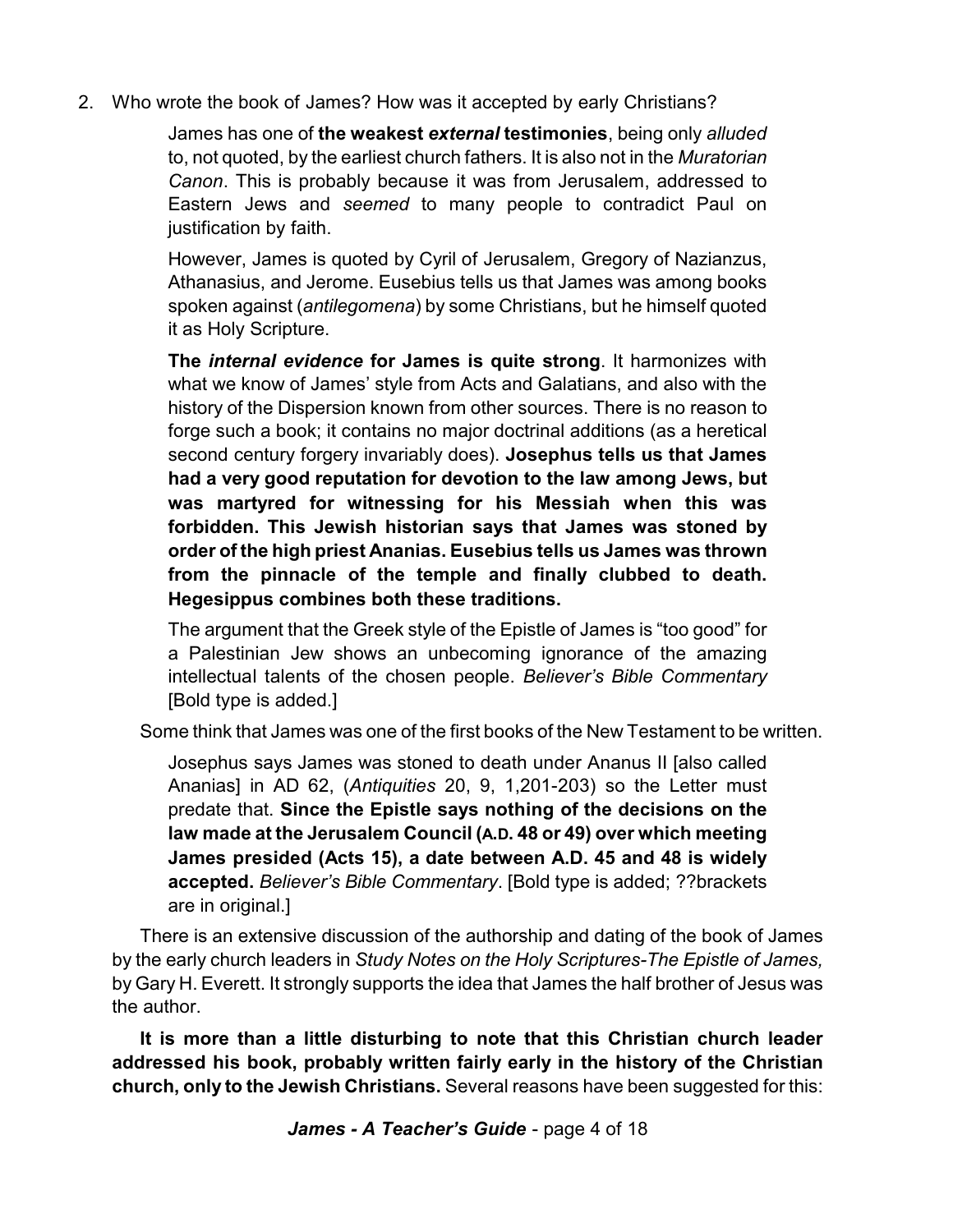2. Who wrote the book of James? How was it accepted by early Christians?

> James has one of **the weakest *external* testimonies**, being only *alluded* to, not quoted, by the earliest church fathers. It is also not in the *Muratorian Canon*. This is probably because it was from Jerusalem, addressed to Eastern Jews and *seemed* to many people to contradict Paul on justification by faith.
>
> However, James is quoted by Cyril of Jerusalem, Gregory of Nazianzus, Athanasius, and Jerome. Eusebius tells us that James was among books spoken against (*antilegomena*) by some Christians, but he himself quoted it as Holy Scripture.
>
> **The *internal evidence* for James is quite strong**. It harmonizes with what we know of James' style from Acts and Galatians, and also with the history of the Dispersion known from other sources. There is no reason to forge such a book; it contains no major doctrinal additions (as a heretical second century forgery invariably does). **Josephus tells us that James had a very good reputation for devotion to the law among Jews, but was martyred for witnessing for his Messiah when this was forbidden. This Jewish historian says that James was stoned by order of the high priest Ananias. Eusebius tells us James was thrown from the pinnacle of the temple and finally clubbed to death. Hegesippus combines both these traditions.**
>
> The argument that the Greek style of the Epistle of James is "too good" for a Palestinian Jew shows an unbecoming ignorance of the amazing intellectual talents of the chosen people. *Believer's Bible Commentary* [Bold type is added.]

Some think that James was one of the first books of the New Testament to be written.

> Josephus says James was stoned to death under Ananus II [also called Ananias] in AD 62, (*Antiquities* 20, 9, 1,201-203) so the Letter must predate that. **Since the Epistle says nothing of the decisions on the law made at the Jerusalem Council (A.D. 48 or 49) over which meeting James presided (Acts 15), a date between A.D. 45 and 48 is widely accepted.** *Believer's Bible Commentary*. [Bold type is added; ??brackets are in original.]

There is an extensive discussion of the authorship and dating of the book of James by the early church leaders in *Study Notes on the Holy Scriptures-The Epistle of James,* by Gary H. Everett. It strongly supports the idea that James the half brother of Jesus was the author.

**It is more than a little disturbing to note that this Christian church leader addressed his book, probably written fairly early in the history of the Christian church, only to the Jewish Christians.** Several reasons have been suggested for this: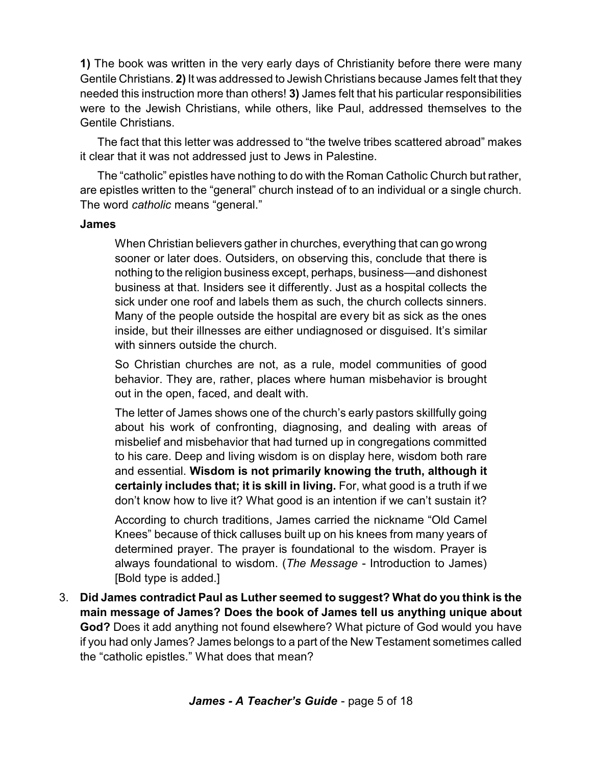**1)** The book was written in the very early days of Christianity before there were many Gentile Christians. **2)** It was addressed to Jewish Christians because James felt that they needed this instruction more than others! **3)** James felt that his particular responsibilities were to the Jewish Christians, while others, like Paul, addressed themselves to the Gentile Christians.

The fact that this letter was addressed to "the twelve tribes scattered abroad" makes it clear that it was not addressed just to Jews in Palestine.

The "catholic" epistles have nothing to do with the Roman Catholic Church but rather, are epistles written to the "general" church instead of to an individual or a single church. The word *catholic* means "general."

**James**

> When Christian believers gather in churches, everything that can go wrong sooner or later does. Outsiders, on observing this, conclude that there is nothing to the religion business except, perhaps, business—and dishonest business at that. Insiders see it differently. Just as a hospital collects the sick under one roof and labels them as such, the church collects sinners. Many of the people outside the hospital are every bit as sick as the ones inside, but their illnesses are either undiagnosed or disguised. It's similar with sinners outside the church.
>
> So Christian churches are not, as a rule, model communities of good behavior. They are, rather, places where human misbehavior is brought out in the open, faced, and dealt with.
>
> The letter of James shows one of the church's early pastors skillfully going about his work of confronting, diagnosing, and dealing with areas of misbelief and misbehavior that had turned up in congregations committed to his care. Deep and living wisdom is on display here, wisdom both rare and essential. **Wisdom is not primarily knowing the truth, although it certainly includes that; it is skill in living.** For, what good is a truth if we don't know how to live it? What good is an intention if we can't sustain it?
>
> According to church traditions, James carried the nickname "Old Camel Knees" because of thick calluses built up on his knees from many years of determined prayer. The prayer is foundational to the wisdom. Prayer is always foundational to wisdom. (*The Message* - Introduction to James) [Bold type is added.]

3. **Did James contradict Paul as Luther seemed to suggest? What do you think is the main message of James? Does the book of James tell us anything unique about God?** Does it add anything not found elsewhere? What picture of God would you have if you had only James? James belongs to a part of the New Testament sometimes called the "catholic epistles." What does that mean?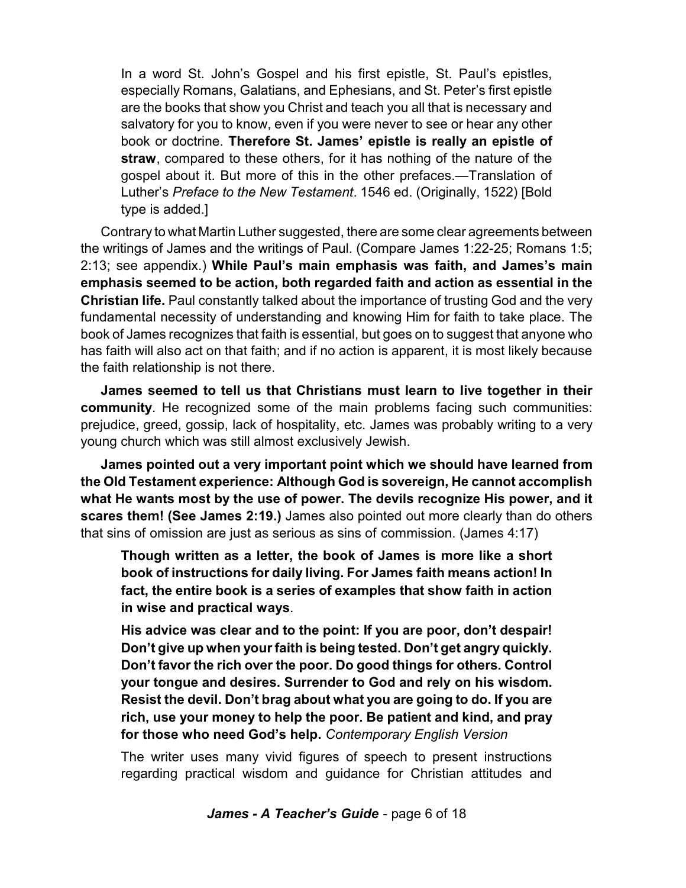> In a word St. John's Gospel and his first epistle, St. Paul's epistles, especially Romans, Galatians, and Ephesians, and St. Peter's first epistle are the books that show you Christ and teach you all that is necessary and salvatory for you to know, even if you were never to see or hear any other book or doctrine. **Therefore St. James' epistle is really an epistle of straw**, compared to these others, for it has nothing of the nature of the gospel about it. But more of this in the other prefaces.—Translation of Luther's *Preface to the New Testament*. 1546 ed. (Originally, 1522) [Bold type is added.]

Contrary to what Martin Luther suggested, there are some clear agreements between the writings of James and the writings of Paul. (Compare James 1:22-25; Romans 1:5; 2:13; see appendix.) **While Paul's main emphasis was faith, and James's main emphasis seemed to be action, both regarded faith and action as essential in the Christian life.** Paul constantly talked about the importance of trusting God and the very fundamental necessity of understanding and knowing Him for faith to take place. The book of James recognizes that faith is essential, but goes on to suggest that anyone who has faith will also act on that faith; and if no action is apparent, it is most likely because the faith relationship is not there.

**James seemed to tell us that Christians must learn to live together in their community**. He recognized some of the main problems facing such communities: prejudice, greed, gossip, lack of hospitality, etc. James was probably writing to a very young church which was still almost exclusively Jewish.

**James pointed out a very important point which we should have learned from the Old Testament experience: Although God is sovereign, He cannot accomplish what He wants most by the use of power. The devils recognize His power, and it scares them! (See James 2:19.)** James also pointed out more clearly than do others that sins of omission are just as serious as sins of commission. (James 4:17)

> **Though written as a letter, the book of James is more like a short book of instructions for daily living. For James faith means action! In fact, the entire book is a series of examples that show faith in action in wise and practical ways**.
>
> **His advice was clear and to the point: If you are poor, don't despair! Don't give up when your faith is being tested. Don't get angry quickly. Don't favor the rich over the poor. Do good things for others. Control your tongue and desires. Surrender to God and rely on his wisdom. Resist the devil. Don't brag about what you are going to do. If you are rich, use your money to help the poor. Be patient and kind, and pray for those who need God's help.** *Contemporary English Version*
>
> The writer uses many vivid figures of speech to present instructions regarding practical wisdom and guidance for Christian attitudes and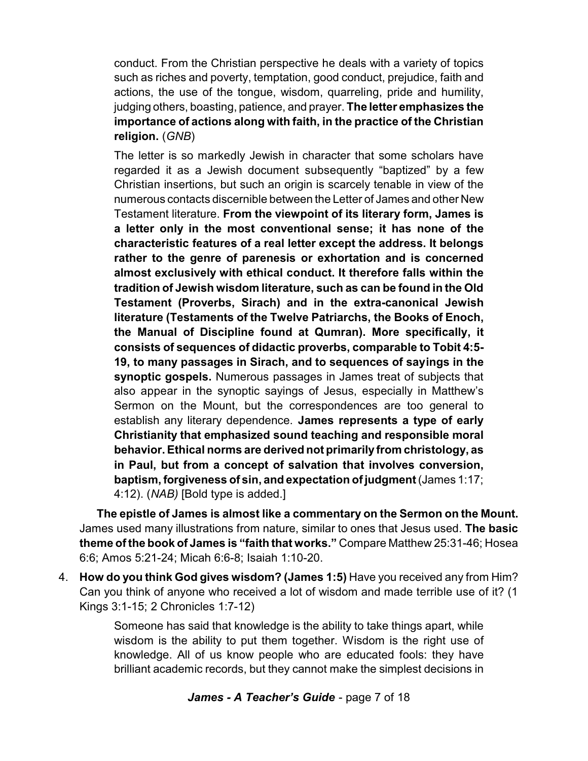conduct. From the Christian perspective he deals with a variety of topics such as riches and poverty, temptation, good conduct, prejudice, faith and actions, the use of the tongue, wisdom, quarreling, pride and humility, judging others, boasting, patience, and prayer. **The letter emphasizes the importance of actions along with faith, in the practice of the Christian religion.** (*GNB*)

The letter is so markedly Jewish in character that some scholars have regarded it as a Jewish document subsequently "baptized" by a few Christian insertions, but such an origin is scarcely tenable in view of the numerous contacts discernible between the Letter of James and other New Testament literature. **From the viewpoint of its literary form, James is a letter only in the most conventional sense; it has none of the characteristic features of a real letter except the address. It belongs rather to the genre of parenesis or exhortation and is concerned almost exclusively with ethical conduct. It therefore falls within the tradition of Jewish wisdom literature, such as can be found in the Old Testament (Proverbs, Sirach) and in the extra-canonical Jewish literature (Testaments of the Twelve Patriarchs, the Books of Enoch, the Manual of Discipline found at Qumran). More specifically, it consists of sequences of didactic proverbs, comparable to Tobit 4:5-19, to many passages in Sirach, and to sequences of sayings in the synoptic gospels.** Numerous passages in James treat of subjects that also appear in the synoptic sayings of Jesus, especially in Matthew's Sermon on the Mount, but the correspondences are too general to establish any literary dependence. **James represents a type of early Christianity that emphasized sound teaching and responsible moral behavior. Ethical norms are derived not primarily from christology, as in Paul, but from a concept of salvation that involves conversion, baptism, forgiveness of sin, and expectation of judgment** (James 1:17; 4:12). (*NAB)* [Bold type is added.]

**The epistle of James is almost like a commentary on the Sermon on the Mount.** James used many illustrations from nature, similar to ones that Jesus used. **The basic theme of the book of James is "faith that works."** Compare Matthew 25:31-46; Hosea 6:6; Amos 5:21-24; Micah 6:6-8; Isaiah 1:10-20.

4. **How do you think God gives wisdom? (James 1:5)** Have you received any from Him? Can you think of anyone who received a lot of wisdom and made terrible use of it? (1 Kings 3:1-15; 2 Chronicles 1:7-12)

   Someone has said that knowledge is the ability to take things apart, while wisdom is the ability to put them together. Wisdom is the right use of knowledge. All of us know people who are educated fools: they have brilliant academic records, but they cannot make the simplest decisions in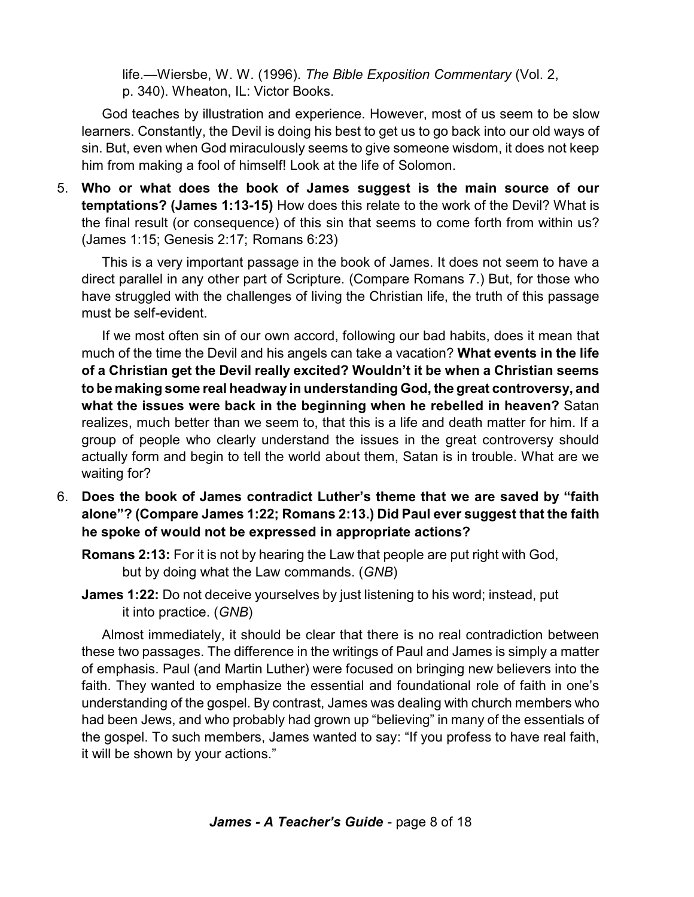life.—Wiersbe, W. W. (1996). *The Bible Exposition Commentary* (Vol. 2, p. 340). Wheaton, IL: Victor Books.

God teaches by illustration and experience. However, most of us seem to be slow learners. Constantly, the Devil is doing his best to get us to go back into our old ways of sin. But, even when God miraculously seems to give someone wisdom, it does not keep him from making a fool of himself! Look at the life of Solomon.

5. **Who or what does the book of James suggest is the main source of our temptations? (James 1:13-15)** How does this relate to the work of the Devil? What is the final result (or consequence) of this sin that seems to come forth from within us? (James 1:15; Genesis 2:17; Romans 6:23)

   This is a very important passage in the book of James. It does not seem to have a direct parallel in any other part of Scripture. (Compare Romans 7.) But, for those who have struggled with the challenges of living the Christian life, the truth of this passage must be self-evident.

   If we most often sin of our own accord, following our bad habits, does it mean that much of the time the Devil and his angels can take a vacation? **What events in the life of a Christian get the Devil really excited? Wouldn't it be when a Christian seems to be making some real headway in understanding God, the great controversy, and what the issues were back in the beginning when he rebelled in heaven?** Satan realizes, much better than we seem to, that this is a life and death matter for him. If a group of people who clearly understand the issues in the great controversy should actually form and begin to tell the world about them, Satan is in trouble. What are we waiting for?

6. **Does the book of James contradict Luther's theme that we are saved by "faith alone"? (Compare James 1:22; Romans 2:13.) Did Paul ever suggest that the faith he spoke of would not be expressed in appropriate actions?**

   **Romans 2:13:** For it is not by hearing the Law that people are put right with God, but by doing what the Law commands. (*GNB*)

   **James 1:22:** Do not deceive yourselves by just listening to his word; instead, put it into practice. (*GNB*)

   Almost immediately, it should be clear that there is no real contradiction between these two passages. The difference in the writings of Paul and James is simply a matter of emphasis. Paul (and Martin Luther) were focused on bringing new believers into the faith. They wanted to emphasize the essential and foundational role of faith in one's understanding of the gospel. By contrast, James was dealing with church members who had been Jews, and who probably had grown up "believing" in many of the essentials of the gospel. To such members, James wanted to say: "If you profess to have real faith, it will be shown by your actions."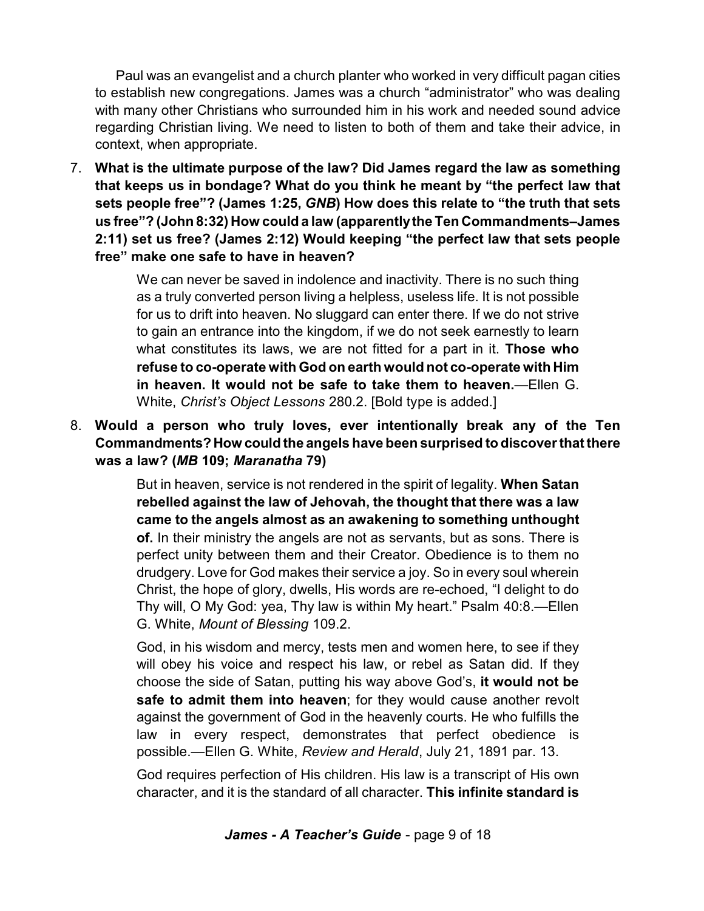Paul was an evangelist and a church planter who worked in very difficult pagan cities to establish new congregations. James was a church "administrator" who was dealing with many other Christians who surrounded him in his work and needed sound advice regarding Christian living. We need to listen to both of them and take their advice, in context, when appropriate.

7. **What is the ultimate purpose of the law? Did James regard the law as something that keeps us in bondage? What do you think he meant by "the perfect law that sets people free"? (James 1:25, *GNB*) How does this relate to "the truth that sets us free"? (John 8:32) How could a law (apparently the Ten Commandments–James 2:11) set us free? (James 2:12) Would keeping "the perfect law that sets people free" make one safe to have in heaven?**

   > We can never be saved in indolence and inactivity. There is no such thing as a truly converted person living a helpless, useless life. It is not possible for us to drift into heaven. No sluggard can enter there. If we do not strive to gain an entrance into the kingdom, if we do not seek earnestly to learn what constitutes its laws, we are not fitted for a part in it. **Those who refuse to co-operate with God on earth would not co-operate with Him in heaven. It would not be safe to take them to heaven.**—Ellen G. White, *Christ's Object Lessons* 280.2. [Bold type is added.]

8. **Would a person who truly loves, ever intentionally break any of the Ten Commandments? How could the angels have been surprised to discover that there was a law? (*MB* 109; *Maranatha* 79)**

   > But in heaven, service is not rendered in the spirit of legality. **When Satan rebelled against the law of Jehovah, the thought that there was a law came to the angels almost as an awakening to something unthought of.** In their ministry the angels are not as servants, but as sons. There is perfect unity between them and their Creator. Obedience is to them no drudgery. Love for God makes their service a joy. So in every soul wherein Christ, the hope of glory, dwells, His words are re-echoed, "I delight to do Thy will, O My God: yea, Thy law is within My heart." Psalm 40:8.—Ellen G. White, *Mount of Blessing* 109.2.

   > God, in his wisdom and mercy, tests men and women here, to see if they will obey his voice and respect his law, or rebel as Satan did. If they choose the side of Satan, putting his way above God's, **it would not be safe to admit them into heaven**; for they would cause another revolt against the government of God in the heavenly courts. He who fulfills the law in every respect, demonstrates that perfect obedience is possible.—Ellen G. White, *Review and Herald*, July 21, 1891 par. 13.

   > God requires perfection of His children. His law is a transcript of His own character, and it is the standard of all character. **This infinite standard is**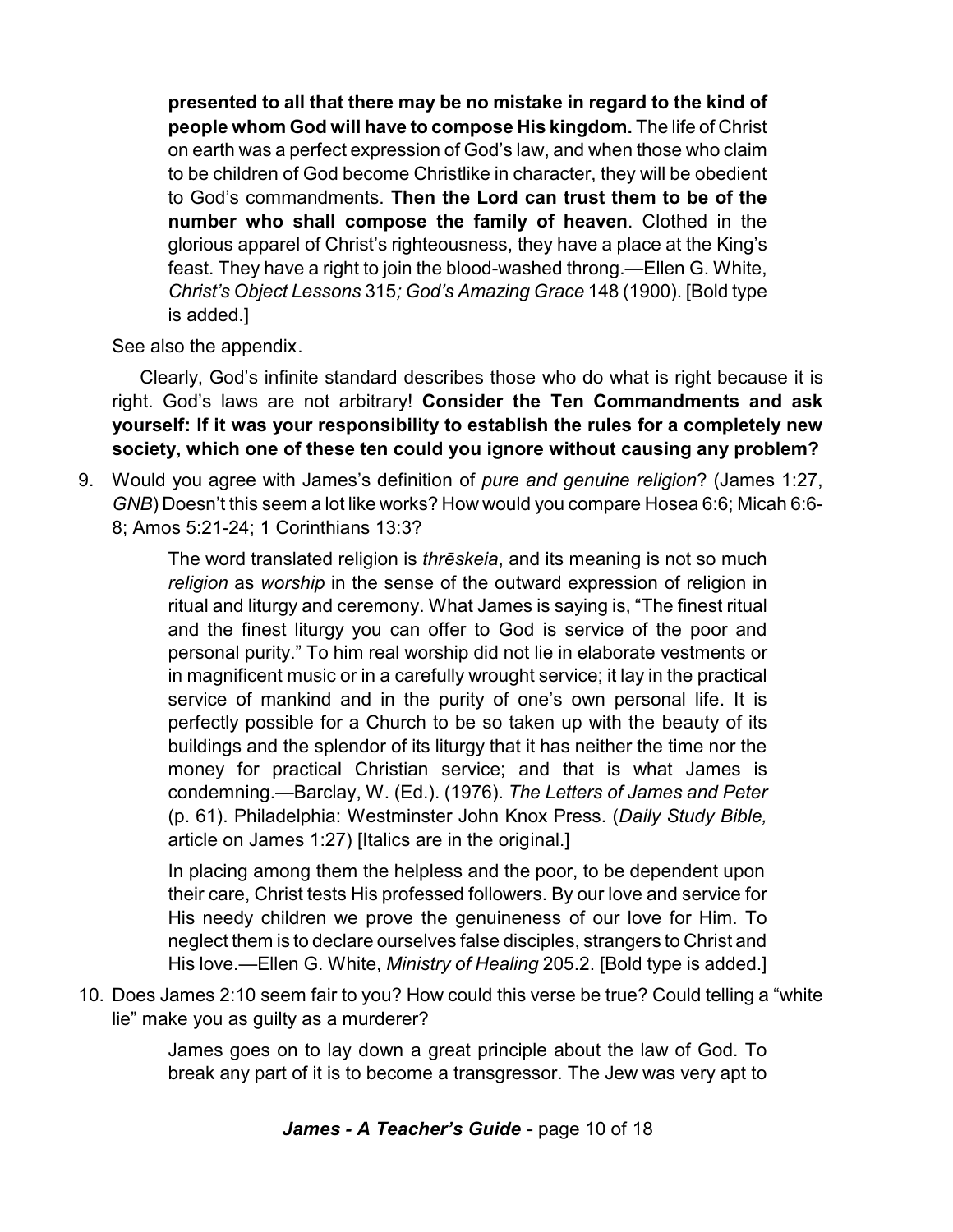> **presented to all that there may be no mistake in regard to the kind of people whom God will have to compose His kingdom.** The life of Christ on earth was a perfect expression of God's law, and when those who claim to be children of God become Christlike in character, they will be obedient to God's commandments. **Then the Lord can trust them to be of the number who shall compose the family of heaven**. Clothed in the glorious apparel of Christ's righteousness, they have a place at the King's feast. They have a right to join the blood-washed throng.—Ellen G. White, *Christ's Object Lessons* 315*; God's Amazing Grace* 148 (1900). [Bold type is added.]

See also the appendix.

Clearly, God's infinite standard describes those who do what is right because it is right. God's laws are not arbitrary! **Consider the Ten Commandments and ask yourself: If it was your responsibility to establish the rules for a completely new society, which one of these ten could you ignore without causing any problem?**

9. Would you agree with James's definition of *pure and genuine religion*? (James 1:27, *GNB*) Doesn't this seem a lot like works? How would you compare Hosea 6:6; Micah 6:6-8; Amos 5:21-24; 1 Corinthians 13:3?

> The word translated religion is *thrēskeia*, and its meaning is not so much *religion* as *worship* in the sense of the outward expression of religion in ritual and liturgy and ceremony. What James is saying is, "The finest ritual and the finest liturgy you can offer to God is service of the poor and personal purity." To him real worship did not lie in elaborate vestments or in magnificent music or in a carefully wrought service; it lay in the practical service of mankind and in the purity of one's own personal life. It is perfectly possible for a Church to be so taken up with the beauty of its buildings and the splendor of its liturgy that it has neither the time nor the money for practical Christian service; and that is what James is condemning.—Barclay, W. (Ed.). (1976). *The Letters of James and Peter* (p. 61). Philadelphia: Westminster John Knox Press. (*Daily Study Bible,* article on James 1:27) [Italics are in the original.]

> In placing among them the helpless and the poor, to be dependent upon their care, Christ tests His professed followers. By our love and service for His needy children we prove the genuineness of our love for Him. To neglect them is to declare ourselves false disciples, strangers to Christ and His love.—Ellen G. White, *Ministry of Healing* 205.2. [Bold type is added.]

10. Does James 2:10 seem fair to you? How could this verse be true? Could telling a "white lie" make you as guilty as a murderer?

> James goes on to lay down a great principle about the law of God. To break any part of it is to become a transgressor. The Jew was very apt to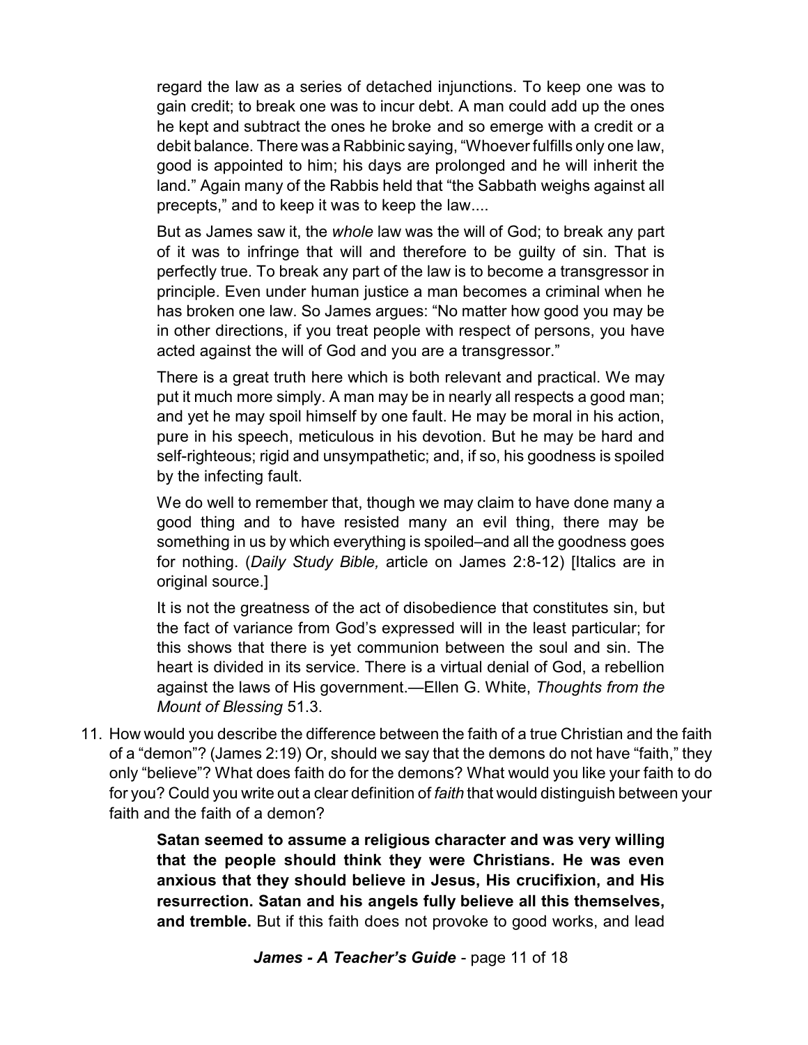regard the law as a series of detached injunctions. To keep one was to gain credit; to break one was to incur debt. A man could add up the ones he kept and subtract the ones he broke and so emerge with a credit or a debit balance. There was a Rabbinic saying, "Whoever fulfills only one law, good is appointed to him; his days are prolonged and he will inherit the land." Again many of the Rabbis held that "the Sabbath weighs against all precepts," and to keep it was to keep the law....

But as James saw it, the *whole* law was the will of God; to break any part of it was to infringe that will and therefore to be guilty of sin. That is perfectly true. To break any part of the law is to become a transgressor in principle. Even under human justice a man becomes a criminal when he has broken one law. So James argues: "No matter how good you may be in other directions, if you treat people with respect of persons, you have acted against the will of God and you are a transgressor."

There is a great truth here which is both relevant and practical. We may put it much more simply. A man may be in nearly all respects a good man; and yet he may spoil himself by one fault. He may be moral in his action, pure in his speech, meticulous in his devotion. But he may be hard and self-righteous; rigid and unsympathetic; and, if so, his goodness is spoiled by the infecting fault.

We do well to remember that, though we may claim to have done many a good thing and to have resisted many an evil thing, there may be something in us by which everything is spoiled–and all the goodness goes for nothing. (*Daily Study Bible,* article on James 2:8-12) [Italics are in original source.]

It is not the greatness of the act of disobedience that constitutes sin, but the fact of variance from God's expressed will in the least particular; for this shows that there is yet communion between the soul and sin. The heart is divided in its service. There is a virtual denial of God, a rebellion against the laws of His government.—Ellen G. White, *Thoughts from the Mount of Blessing* 51.3.

11. How would you describe the difference between the faith of a true Christian and the faith of a "demon"? (James 2:19) Or, should we say that the demons do not have "faith," they only "believe"? What does faith do for the demons? What would you like your faith to do for you? Could you write out a clear definition of *faith* that would distinguish between your faith and the faith of a demon?

    **Satan seemed to assume a religious character and was very willing that the people should think they were Christians. He was even anxious that they should believe in Jesus, His crucifixion, and His resurrection. Satan and his angels fully believe all this themselves, and tremble.** But if this faith does not provoke to good works, and lead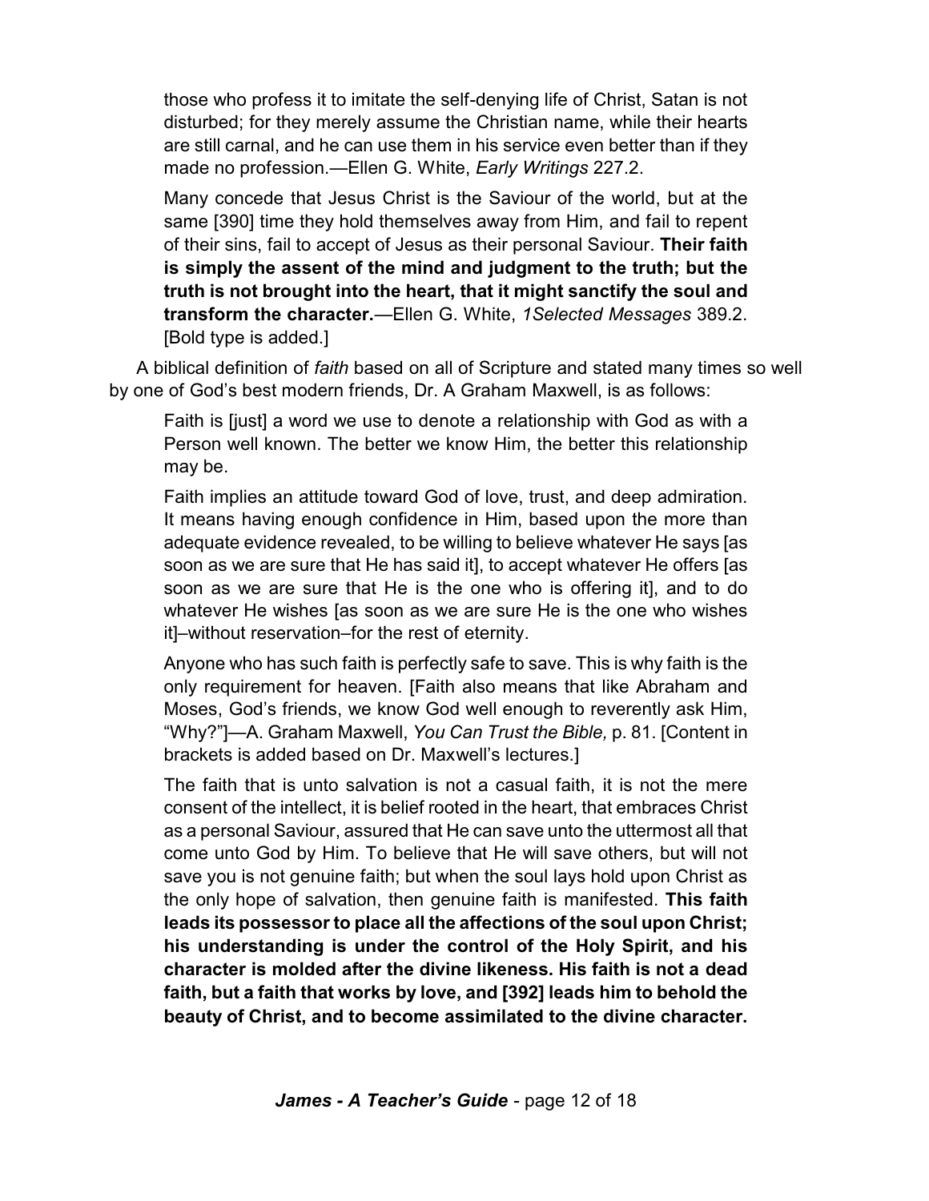those who profess it to imitate the self-denying life of Christ, Satan is not disturbed; for they merely assume the Christian name, while their hearts are still carnal, and he can use them in his service even better than if they made no profession.—Ellen G. White, *Early Writings* 227.2.

Many concede that Jesus Christ is the Saviour of the world, but at the same [390] time they hold themselves away from Him, and fail to repent of their sins, fail to accept of Jesus as their personal Saviour. **Their faith is simply the assent of the mind and judgment to the truth; but the truth is not brought into the heart, that it might sanctify the soul and transform the character.**—Ellen G. White, *1Selected Messages* 389.2. [Bold type is added.]

A biblical definition of *faith* based on all of Scripture and stated many times so well by one of God's best modern friends, Dr. A Graham Maxwell, is as follows:

Faith is [just] a word we use to denote a relationship with God as with a Person well known. The better we know Him, the better this relationship may be.

Faith implies an attitude toward God of love, trust, and deep admiration. It means having enough confidence in Him, based upon the more than adequate evidence revealed, to be willing to believe whatever He says [as soon as we are sure that He has said it], to accept whatever He offers [as soon as we are sure that He is the one who is offering it], and to do whatever He wishes [as soon as we are sure He is the one who wishes it]–without reservation–for the rest of eternity.

Anyone who has such faith is perfectly safe to save. This is why faith is the only requirement for heaven. [Faith also means that like Abraham and Moses, God's friends, we know God well enough to reverently ask Him, "Why?"]—A. Graham Maxwell, *You Can Trust the Bible,* p. 81. [Content in brackets is added based on Dr. Maxwell's lectures.]

The faith that is unto salvation is not a casual faith, it is not the mere consent of the intellect, it is belief rooted in the heart, that embraces Christ as a personal Saviour, assured that He can save unto the uttermost all that come unto God by Him. To believe that He will save others, but will not save you is not genuine faith; but when the soul lays hold upon Christ as the only hope of salvation, then genuine faith is manifested. **This faith leads its possessor to place all the affections of the soul upon Christ; his understanding is under the control of the Holy Spirit, and his character is molded after the divine likeness. His faith is not a dead faith, but a faith that works by love, and [392] leads him to behold the beauty of Christ, and to become assimilated to the divine character.**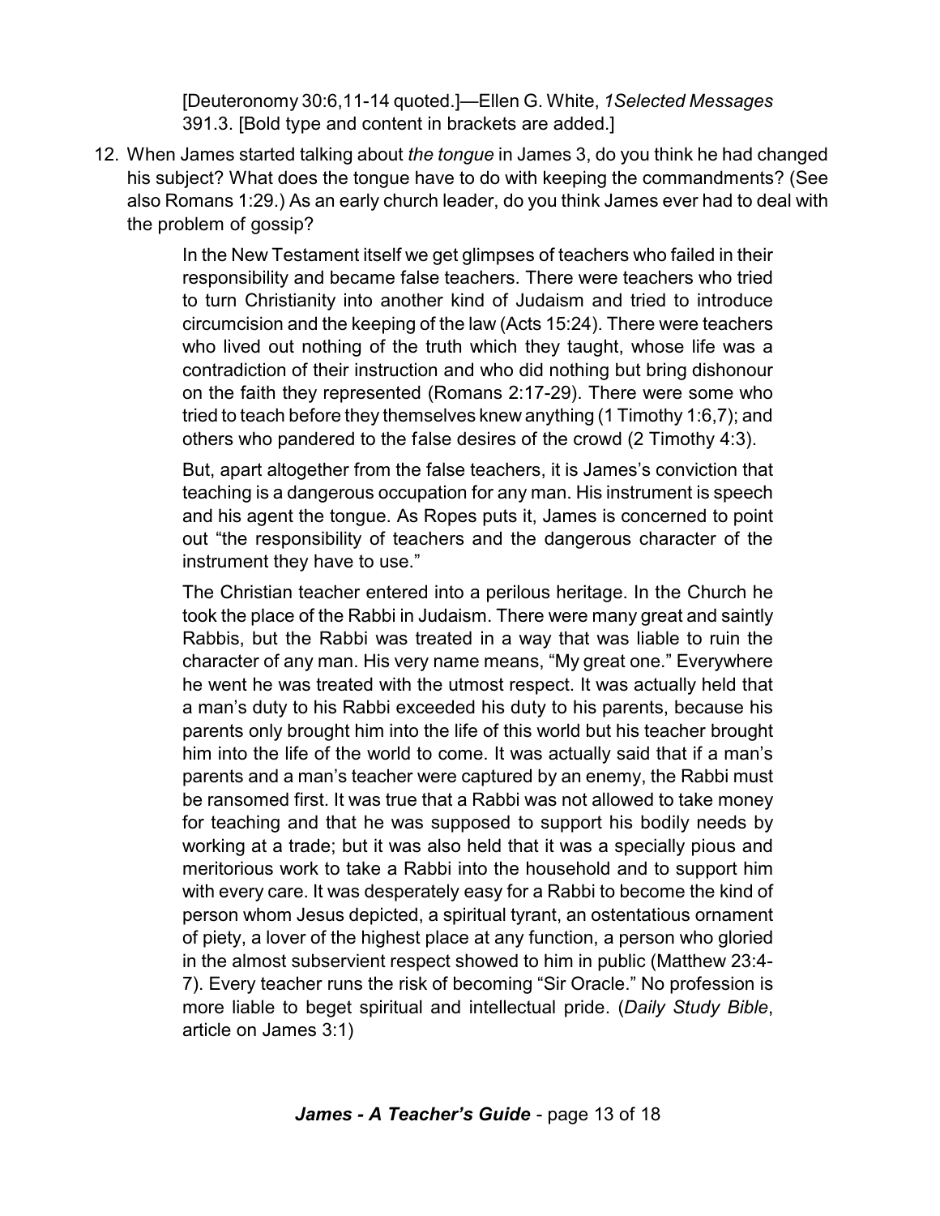[Deuteronomy 30:6,11-14 quoted.]—Ellen G. White, *1Selected Messages* 391.3. [Bold type and content in brackets are added.]

12. When James started talking about *the tongue* in James 3, do you think he had changed his subject? What does the tongue have to do with keeping the commandments? (See also Romans 1:29.) As an early church leader, do you think James ever had to deal with the problem of gossip?

> In the New Testament itself we get glimpses of teachers who failed in their responsibility and became false teachers. There were teachers who tried to turn Christianity into another kind of Judaism and tried to introduce circumcision and the keeping of the law (Acts 15:24). There were teachers who lived out nothing of the truth which they taught, whose life was a contradiction of their instruction and who did nothing but bring dishonour on the faith they represented (Romans 2:17-29). There were some who tried to teach before they themselves knew anything (1 Timothy 1:6,7); and others who pandered to the false desires of the crowd (2 Timothy 4:3).
>
> But, apart altogether from the false teachers, it is James's conviction that teaching is a dangerous occupation for any man. His instrument is speech and his agent the tongue. As Ropes puts it, James is concerned to point out "the responsibility of teachers and the dangerous character of the instrument they have to use."
>
> The Christian teacher entered into a perilous heritage. In the Church he took the place of the Rabbi in Judaism. There were many great and saintly Rabbis, but the Rabbi was treated in a way that was liable to ruin the character of any man. His very name means, "My great one." Everywhere he went he was treated with the utmost respect. It was actually held that a man's duty to his Rabbi exceeded his duty to his parents, because his parents only brought him into the life of this world but his teacher brought him into the life of the world to come. It was actually said that if a man's parents and a man's teacher were captured by an enemy, the Rabbi must be ransomed first. It was true that a Rabbi was not allowed to take money for teaching and that he was supposed to support his bodily needs by working at a trade; but it was also held that it was a specially pious and meritorious work to take a Rabbi into the household and to support him with every care. It was desperately easy for a Rabbi to become the kind of person whom Jesus depicted, a spiritual tyrant, an ostentatious ornament of piety, a lover of the highest place at any function, a person who gloried in the almost subservient respect showed to him in public (Matthew 23:4-7). Every teacher runs the risk of becoming "Sir Oracle." No profession is more liable to beget spiritual and intellectual pride. (*Daily Study Bible*, article on James 3:1)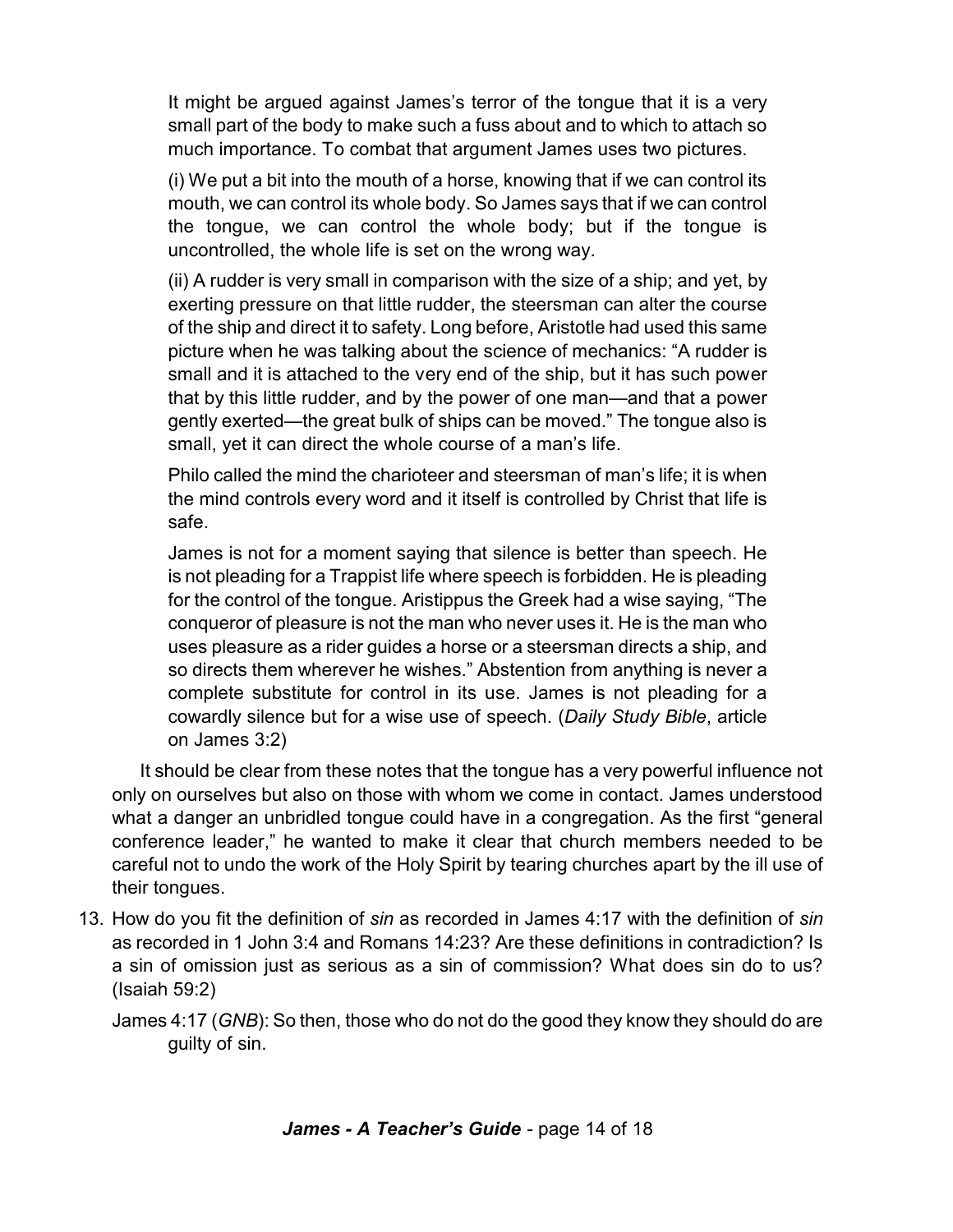It might be argued against James's terror of the tongue that it is a very small part of the body to make such a fuss about and to which to attach so much importance. To combat that argument James uses two pictures.

(i) We put a bit into the mouth of a horse, knowing that if we can control its mouth, we can control its whole body. So James says that if we can control the tongue, we can control the whole body; but if the tongue is uncontrolled, the whole life is set on the wrong way.

(ii) A rudder is very small in comparison with the size of a ship; and yet, by exerting pressure on that little rudder, the steersman can alter the course of the ship and direct it to safety. Long before, Aristotle had used this same picture when he was talking about the science of mechanics: "A rudder is small and it is attached to the very end of the ship, but it has such power that by this little rudder, and by the power of one man—and that a power gently exerted—the great bulk of ships can be moved." The tongue also is small, yet it can direct the whole course of a man's life.

Philo called the mind the charioteer and steersman of man's life; it is when the mind controls every word and it itself is controlled by Christ that life is safe.

James is not for a moment saying that silence is better than speech. He is not pleading for a Trappist life where speech is forbidden. He is pleading for the control of the tongue. Aristippus the Greek had a wise saying, "The conqueror of pleasure is not the man who never uses it. He is the man who uses pleasure as a rider guides a horse or a steersman directs a ship, and so directs them wherever he wishes." Abstention from anything is never a complete substitute for control in its use. James is not pleading for a cowardly silence but for a wise use of speech. (*Daily Study Bible*, article on James 3:2)

It should be clear from these notes that the tongue has a very powerful influence not only on ourselves but also on those with whom we come in contact. James understood what a danger an unbridled tongue could have in a congregation. As the first "general conference leader," he wanted to make it clear that church members needed to be careful not to undo the work of the Holy Spirit by tearing churches apart by the ill use of their tongues.

13. How do you fit the definition of *sin* as recorded in James 4:17 with the definition of *sin* as recorded in 1 John 3:4 and Romans 14:23? Are these definitions in contradiction? Is a sin of omission just as serious as a sin of commission? What does sin do to us? (Isaiah 59:2)

    James 4:17 (*GNB*): So then, those who do not do the good they know they should do are guilty of sin.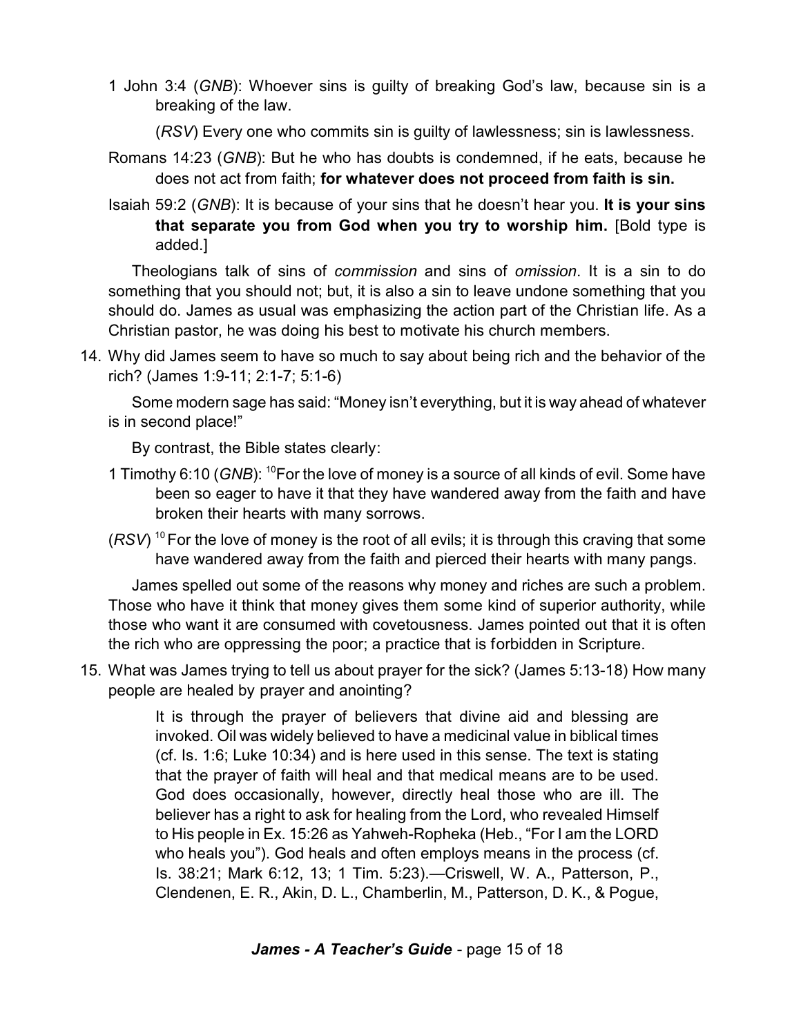1 John 3:4 (*GNB*): Whoever sins is guilty of breaking God's law, because sin is a breaking of the law.

(*RSV*) Every one who commits sin is guilty of lawlessness; sin is lawlessness.

Romans 14:23 (*GNB*): But he who has doubts is condemned, if he eats, because he does not act from faith; **for whatever does not proceed from faith is sin.**

Isaiah 59:2 (*GNB*): It is because of your sins that he doesn't hear you. **It is your sins that separate you from God when you try to worship him.** [Bold type is added.]

Theologians talk of sins of *commission* and sins of *omission*. It is a sin to do something that you should not; but, it is also a sin to leave undone something that you should do. James as usual was emphasizing the action part of the Christian life. As a Christian pastor, he was doing his best to motivate his church members.

14. Why did James seem to have so much to say about being rich and the behavior of the rich? (James 1:9-11; 2:1-7; 5:1-6)

Some modern sage has said: "Money isn't everything, but it is way ahead of whatever is in second place!"

By contrast, the Bible states clearly:

1 Timothy 6:10 (*GNB*): [10]For the love of money is a source of all kinds of evil. Some have been so eager to have it that they have wandered away from the faith and have broken their hearts with many sorrows.

(*RSV*) [10] For the love of money is the root of all evils; it is through this craving that some have wandered away from the faith and pierced their hearts with many pangs.

James spelled out some of the reasons why money and riches are such a problem. Those who have it think that money gives them some kind of superior authority, while those who want it are consumed with covetousness. James pointed out that it is often the rich who are oppressing the poor; a practice that is forbidden in Scripture.

15. What was James trying to tell us about prayer for the sick? (James 5:13-18) How many people are healed by prayer and anointing?

> It is through the prayer of believers that divine aid and blessing are invoked. Oil was widely believed to have a medicinal value in biblical times (cf. Is. 1:6; Luke 10:34) and is here used in this sense. The text is stating that the prayer of faith will heal and that medical means are to be used. God does occasionally, however, directly heal those who are ill. The believer has a right to ask for healing from the Lord, who revealed Himself to His people in Ex. 15:26 as Yahweh-Ropheka (Heb., "For I am the LORD who heals you"). God heals and often employs means in the process (cf. Is. 38:21; Mark 6:12, 13; 1 Tim. 5:23).—Criswell, W. A., Patterson, P., Clendenen, E. R., Akin, D. L., Chamberlin, M., Patterson, D. K., & Pogue,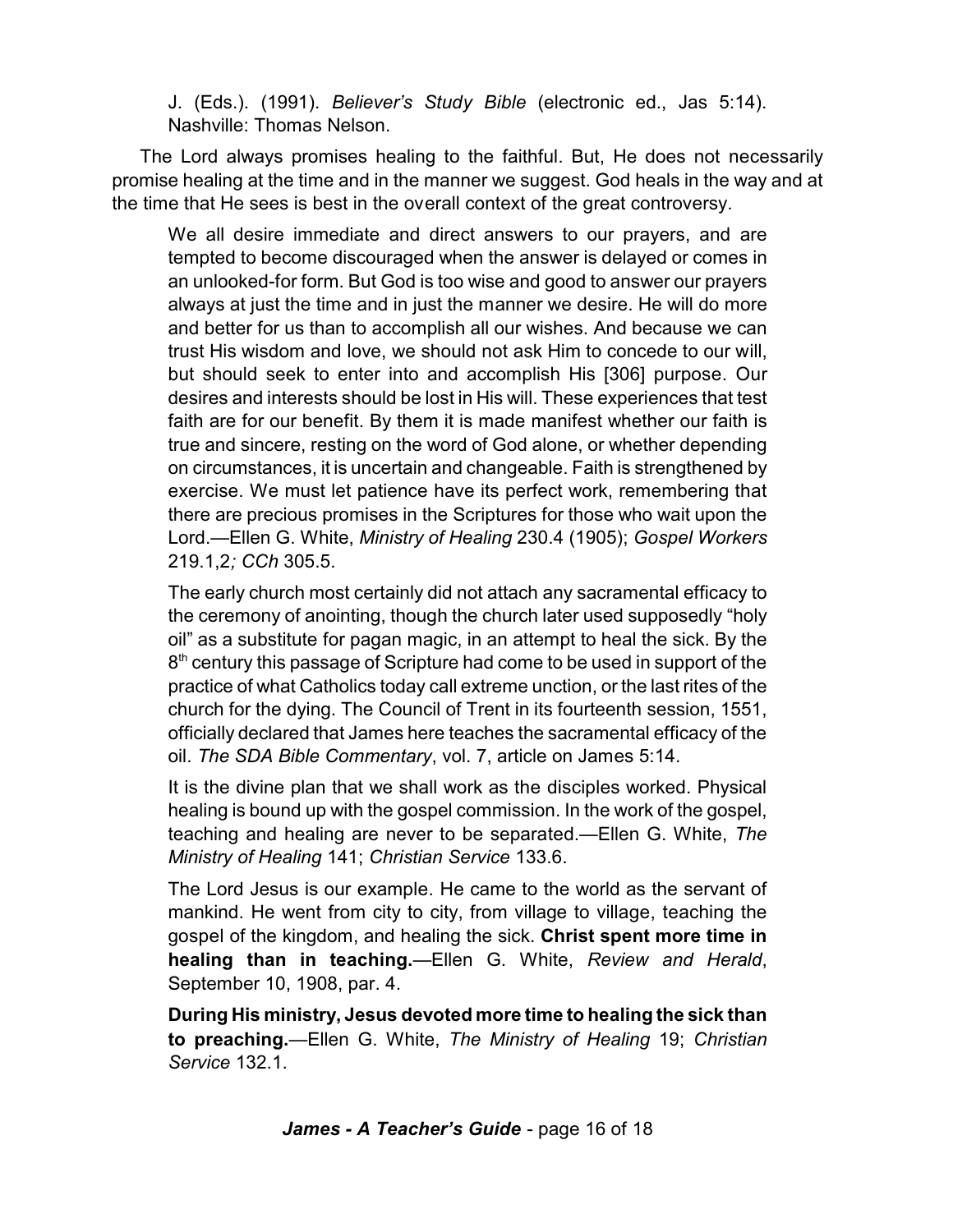J. (Eds.). (1991). *Believer's Study Bible* (electronic ed., Jas 5:14). Nashville: Thomas Nelson.

The Lord always promises healing to the faithful. But, He does not necessarily promise healing at the time and in the manner we suggest. God heals in the way and at the time that He sees is best in the overall context of the great controversy.

> We all desire immediate and direct answers to our prayers, and are tempted to become discouraged when the answer is delayed or comes in an unlooked-for form. But God is too wise and good to answer our prayers always at just the time and in just the manner we desire. He will do more and better for us than to accomplish all our wishes. And because we can trust His wisdom and love, we should not ask Him to concede to our will, but should seek to enter into and accomplish His [306] purpose. Our desires and interests should be lost in His will. These experiences that test faith are for our benefit. By them it is made manifest whether our faith is true and sincere, resting on the word of God alone, or whether depending on circumstances, it is uncertain and changeable. Faith is strengthened by exercise. We must let patience have its perfect work, remembering that there are precious promises in the Scriptures for those who wait upon the Lord.—Ellen G. White, *Ministry of Healing* 230.4 (1905); *Gospel Workers* 219.1,2*; CCh* 305.5.

> The early church most certainly did not attach any sacramental efficacy to the ceremony of anointing, though the church later used supposedly "holy oil" as a substitute for pagan magic, in an attempt to heal the sick. By the 8th century this passage of Scripture had come to be used in support of the practice of what Catholics today call extreme unction, or the last rites of the church for the dying. The Council of Trent in its fourteenth session, 1551, officially declared that James here teaches the sacramental efficacy of the oil. *The SDA Bible Commentary*, vol. 7, article on James 5:14.

> It is the divine plan that we shall work as the disciples worked. Physical healing is bound up with the gospel commission. In the work of the gospel, teaching and healing are never to be separated.—Ellen G. White, *The Ministry of Healing* 141; *Christian Service* 133.6.

> The Lord Jesus is our example. He came to the world as the servant of mankind. He went from city to city, from village to village, teaching the gospel of the kingdom, and healing the sick. **Christ spent more time in healing than in teaching.**—Ellen G. White, *Review and Herald*, September 10, 1908, par. 4.

> **During His ministry, Jesus devoted more time to healing the sick than to preaching.**—Ellen G. White, *The Ministry of Healing* 19; *Christian Service* 132.1.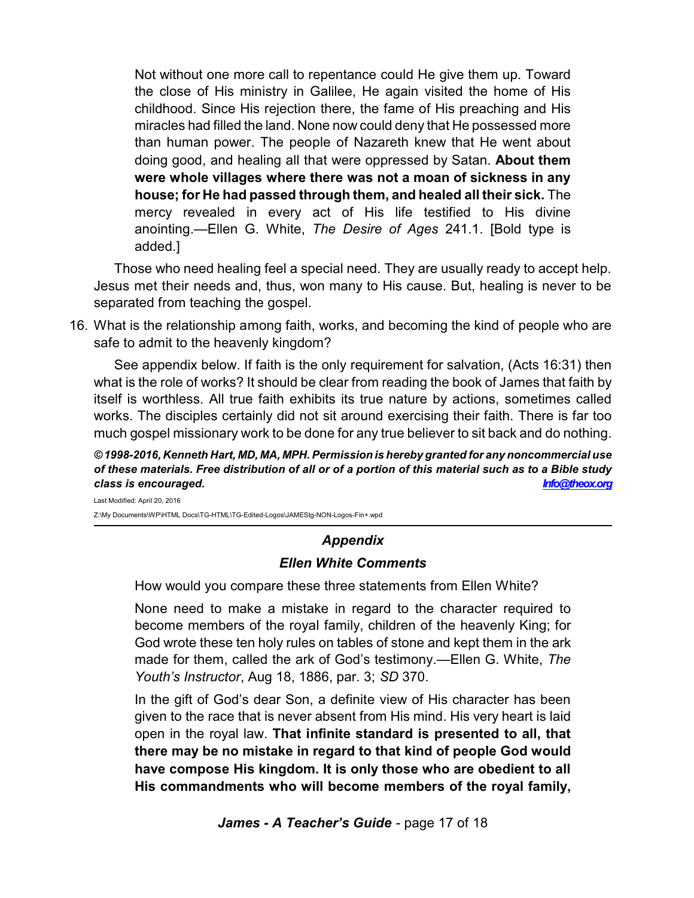> Not without one more call to repentance could He give them up. Toward the close of His ministry in Galilee, He again visited the home of His childhood. Since His rejection there, the fame of His preaching and His miracles had filled the land. None now could deny that He possessed more than human power. The people of Nazareth knew that He went about doing good, and healing all that were oppressed by Satan. **About them were whole villages where there was not a moan of sickness in any house; for He had passed through them, and healed all their sick.** The mercy revealed in every act of His life testified to His divine anointing.—Ellen G. White, *The Desire of Ages* 241.1. [Bold type is added.]

Those who need healing feel a special need. They are usually ready to accept help. Jesus met their needs and, thus, won many to His cause. But, healing is never to be separated from teaching the gospel.

16. What is the relationship among faith, works, and becoming the kind of people who are safe to admit to the heavenly kingdom?

See appendix below. If faith is the only requirement for salvation, (Acts 16:31) then what is the role of works? It should be clear from reading the book of James that faith by itself is worthless. All true faith exhibits its true nature by actions, sometimes called works. The disciples certainly did not sit around exercising their faith. There is far too much gospel missionary work to be done for any true believer to sit back and do nothing.

***© 1998-2016, Kenneth Hart, MD, MA, MPH. Permission is hereby granted for any noncommercial use of these materials. Free distribution of all or of a portion of this material such as to a Bible study class is encouraged.*** ***Info@theox.org***

Last Modified: April 20, 2016

Z:\My Documents\WP\HTML Docs\TG-HTML\TG-Edited-Logos\JAMEStg-NON-Logos-Fin+.wpd

---

## *Appendix*

### *Ellen White Comments*

> How would you compare these three statements from Ellen White?
>
> None need to make a mistake in regard to the character required to become members of the royal family, children of the heavenly King; for God wrote these ten holy rules on tables of stone and kept them in the ark made for them, called the ark of God's testimony.—Ellen G. White, *The Youth's Instructor*, Aug 18, 1886, par. 3; *SD* 370.
>
> In the gift of God's dear Son, a definite view of His character has been given to the race that is never absent from His mind. His very heart is laid open in the royal law. **That infinite standard is presented to all, that there may be no mistake in regard to that kind of people God would have compose His kingdom. It is only those who are obedient to all His commandments who will become members of the royal family,**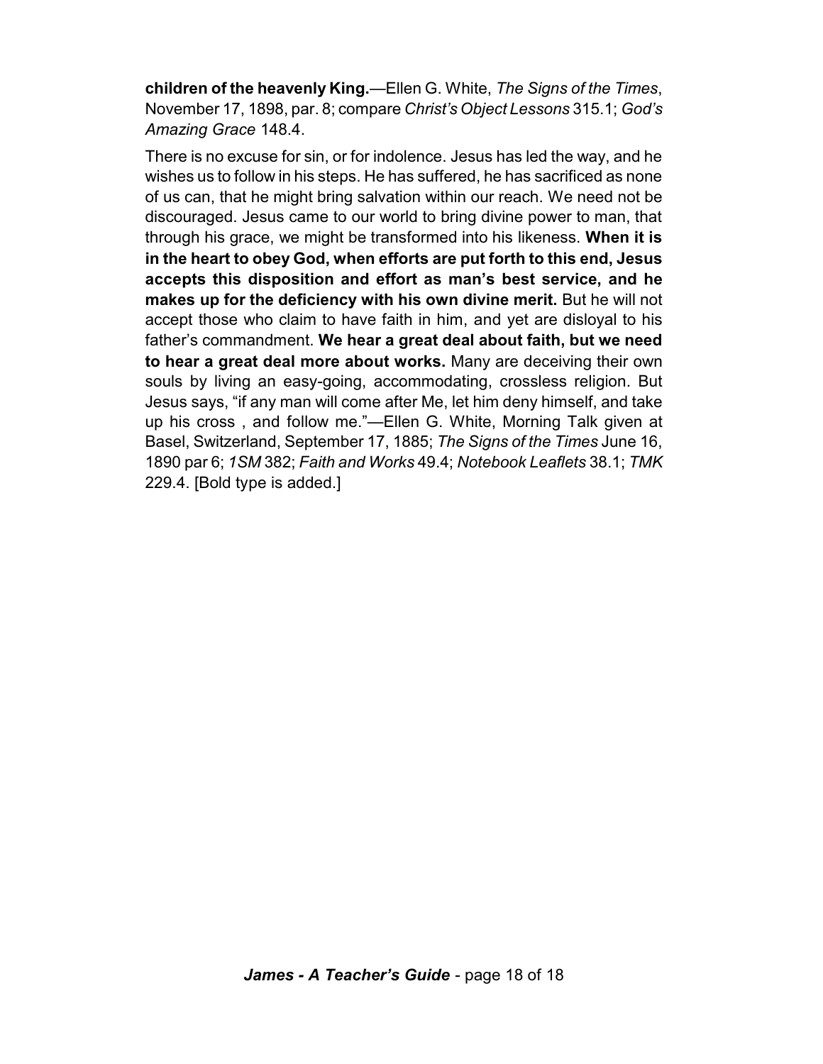**children of the heavenly King.**—Ellen G. White, *The Signs of the Times*, November 17, 1898, par. 8; compare *Christ's Object Lessons* 315.1; *God's Amazing Grace* 148.4.

There is no excuse for sin, or for indolence. Jesus has led the way, and he wishes us to follow in his steps. He has suffered, he has sacrificed as none of us can, that he might bring salvation within our reach. We need not be discouraged. Jesus came to our world to bring divine power to man, that through his grace, we might be transformed into his likeness. **When it is in the heart to obey God, when efforts are put forth to this end, Jesus accepts this disposition and effort as man's best service, and he makes up for the deficiency with his own divine merit.** But he will not accept those who claim to have faith in him, and yet are disloyal to his father's commandment. **We hear a great deal about faith, but we need to hear a great deal more about works.** Many are deceiving their own souls by living an easy-going, accommodating, crossless religion. But Jesus says, "if any man will come after Me, let him deny himself, and take up his cross , and follow me."—Ellen G. White, Morning Talk given at Basel, Switzerland, September 17, 1885; *The Signs of the Times* June 16, 1890 par 6; *1SM* 382; *Faith and Works* 49.4; *Notebook Leaflets* 38.1; *TMK* 229.4. [Bold type is added.]